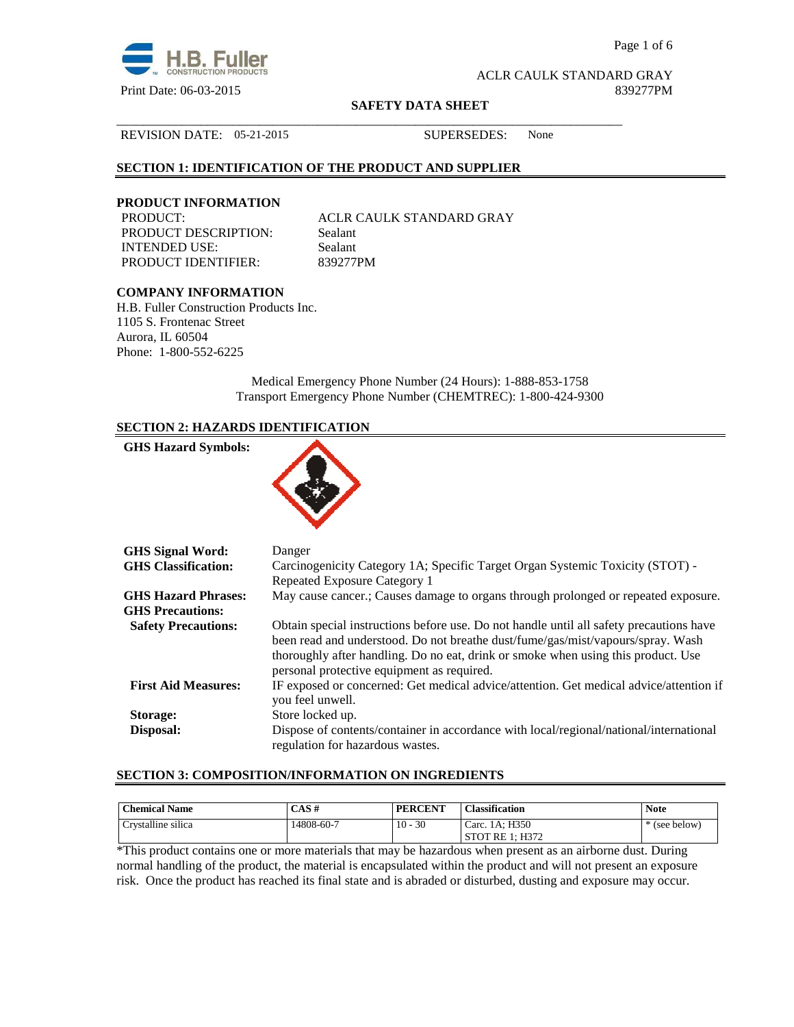ACLR CAULK STANDARD GRAY
839277PM

Print Date: 06-03-2015

**SAFETY DATA SHEET**

REVISION DATE: 05-21-2015 SUPERSEDES: None

## SECTION 1: IDENTIFICATION OF THE PRODUCT AND SUPPLIER

### PRODUCT INFORMATION

| | |
|---|---|
| PRODUCT: | ACLR CAULK STANDARD GRAY |
| PRODUCT DESCRIPTION: | Sealant |
| INTENDED USE: | Sealant |
| PRODUCT IDENTIFIER: | 839277PM |

### COMPANY INFORMATION

H.B. Fuller Construction Products Inc.
1105 S. Frontenac Street
Aurora, IL 60504
Phone: 1-800-552-6225

Medical Emergency Phone Number (24 Hours): 1-888-853-1758
Transport Emergency Phone Number (CHEMTREC): 1-800-424-9300

## SECTION 2: HAZARDS IDENTIFICATION

**GHS Hazard Symbols:**

**GHS Signal Word:** Danger

**GHS Classification:** Carcinogenicity Category 1A; Specific Target Organ Systemic Toxicity (STOT) - Repeated Exposure Category 1

**GHS Hazard Phrases:** May cause cancer.; Causes damage to organs through prolonged or repeated exposure.

**GHS Precautions:**

**Safety Precautions:** Obtain special instructions before use. Do not handle until all safety precautions have been read and understood. Do not breathe dust/fume/gas/mist/vapours/spray. Wash thoroughly after handling. Do no eat, drink or smoke when using this product. Use personal protective equipment as required.

**First Aid Measures:** IF exposed or concerned: Get medical advice/attention. Get medical advice/attention if you feel unwell.

**Storage:** Store locked up.

**Disposal:** Dispose of contents/container in accordance with local/regional/national/international regulation for hazardous wastes.

## SECTION 3: COMPOSITION/INFORMATION ON INGREDIENTS

| Chemical Name | CAS # | PERCENT | Classification | Note |
|---|---|---|---|---|
| Crystalline silica | 14808-60-7 | 10 - 30 | Carc. 1A; H350<br>STOT RE 1; H372 | * (see below) |

*This product contains one or more materials that may be hazardous when present as an airborne dust. During normal handling of the product, the material is encapsulated within the product and will not present an exposure risk. Once the product has reached its final state and is abraded or disturbed, dusting and exposure may occur.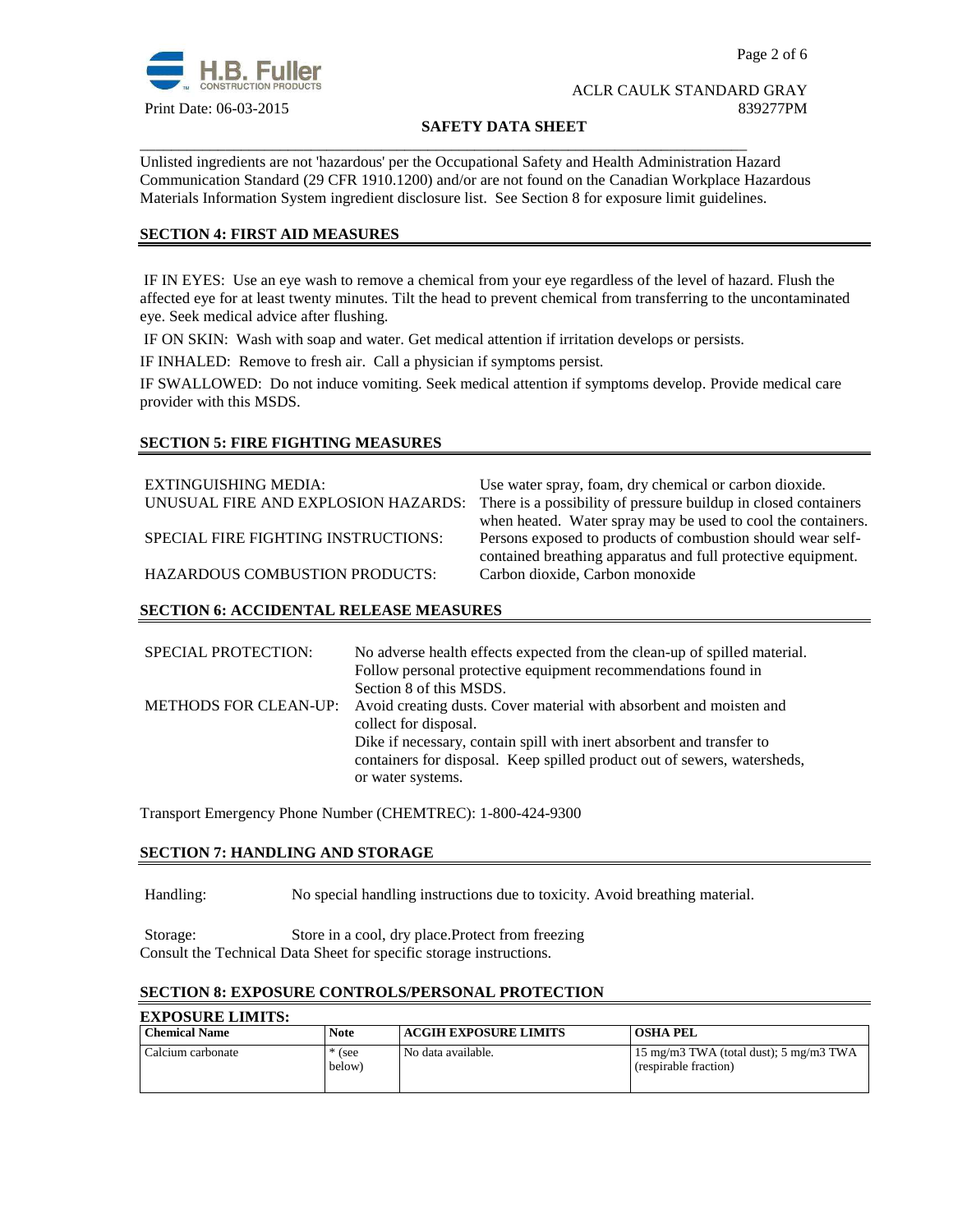Unlisted ingredients are not 'hazardous' per the Occupational Safety and Health Administration Hazard Communication Standard (29 CFR 1910.1200) and/or are not found on the Canadian Workplace Hazardous Materials Information System ingredient disclosure list. See Section 8 for exposure limit guidelines.

## SECTION 4: FIRST AID MEASURES

IF IN EYES: Use an eye wash to remove a chemical from your eye regardless of the level of hazard. Flush the affected eye for at least twenty minutes. Tilt the head to prevent chemical from transferring to the uncontaminated eye. Seek medical advice after flushing.

IF ON SKIN: Wash with soap and water. Get medical attention if irritation develops or persists.

IF INHALED: Remove to fresh air. Call a physician if symptoms persist.

IF SWALLOWED: Do not induce vomiting. Seek medical attention if symptoms develop. Provide medical care provider with this MSDS.

## SECTION 5: FIRE FIGHTING MEASURES

EXTINGUISHING MEDIA: Use water spray, foam, dry chemical or carbon dioxide.

UNUSUAL FIRE AND EXPLOSION HAZARDS: There is a possibility of pressure buildup in closed containers when heated. Water spray may be used to cool the containers.

SPECIAL FIRE FIGHTING INSTRUCTIONS: Persons exposed to products of combustion should wear self-contained breathing apparatus and full protective equipment.

HAZARDOUS COMBUSTION PRODUCTS: Carbon dioxide, Carbon monoxide

## SECTION 6: ACCIDENTAL RELEASE MEASURES

SPECIAL PROTECTION: No adverse health effects expected from the clean-up of spilled material. Follow personal protective equipment recommendations found in Section 8 of this MSDS.

METHODS FOR CLEAN-UP: Avoid creating dusts. Cover material with absorbent and moisten and collect for disposal.
Dike if necessary, contain spill with inert absorbent and transfer to containers for disposal. Keep spilled product out of sewers, watersheds, or water systems.

Transport Emergency Phone Number (CHEMTREC): 1-800-424-9300

## SECTION 7: HANDLING AND STORAGE

Handling: No special handling instructions due to toxicity. Avoid breathing material.

Storage: Store in a cool, dry place.Protect from freezing
Consult the Technical Data Sheet for specific storage instructions.

## SECTION 8: EXPOSURE CONTROLS/PERSONAL PROTECTION

**EXPOSURE LIMITS:**

| Chemical Name | Note | ACGIH EXPOSURE LIMITS | OSHA PEL |
|---|---|---|---|
| Calcium carbonate | * (see below) | No data available. | 15 mg/m3 TWA (total dust); 5 mg/m3 TWA (respirable fraction) |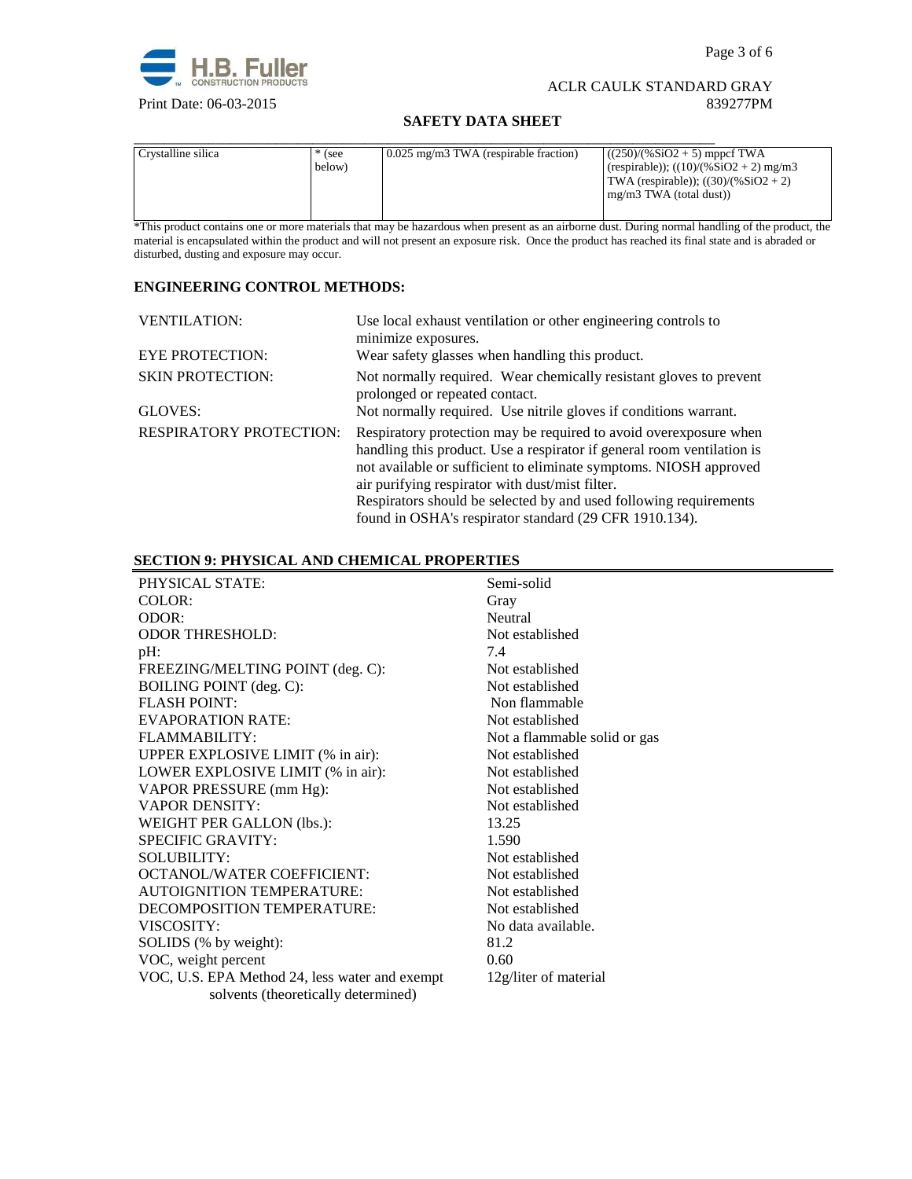| Crystalline silica | * (see below) | 0.025 mg/m3 TWA (respirable fraction) | ((250)/(%SiO2 + 5) mppcf TWA (respirable)); ((10)/(%SiO2 + 2) mg/m3 TWA (respirable)); ((30)/(%SiO2 + 2) mg/m3 TWA (total dust)) |
|---|---|---|---|

*This product contains one or more materials that may be hazardous when present as an airborne dust. During normal handling of the product, the material is encapsulated within the product and will not present an exposure risk. Once the product has reached its final state and is abraded or disturbed, dusting and exposure may occur.

**ENGINEERING CONTROL METHODS:**

| | |
|---|---|
| VENTILATION: | Use local exhaust ventilation or other engineering controls to minimize exposures. |
| EYE PROTECTION: | Wear safety glasses when handling this product. |
| SKIN PROTECTION: | Not normally required. Wear chemically resistant gloves to prevent prolonged or repeated contact. |
| GLOVES: | Not normally required. Use nitrile gloves if conditions warrant. |
| RESPIRATORY PROTECTION: | Respiratory protection may be required to avoid overexposure when handling this product. Use a respirator if general room ventilation is not available or sufficient to eliminate symptoms. NIOSH approved air purifying respirator with dust/mist filter. Respirators should be selected by and used following requirements found in OSHA's respirator standard (29 CFR 1910.134). |

## SECTION 9: PHYSICAL AND CHEMICAL PROPERTIES

| | |
|---|---|
| PHYSICAL STATE: | Semi-solid |
| COLOR: | Gray |
| ODOR: | Neutral |
| ODOR THRESHOLD: | Not established |
| pH: | 7.4 |
| FREEZING/MELTING POINT (deg. C): | Not established |
| BOILING POINT (deg. C): | Not established |
| FLASH POINT: | Non flammable |
| EVAPORATION RATE: | Not established |
| FLAMMABILITY: | Not a flammable solid or gas |
| UPPER EXPLOSIVE LIMIT (% in air): | Not established |
| LOWER EXPLOSIVE LIMIT (% in air): | Not established |
| VAPOR PRESSURE (mm Hg): | Not established |
| VAPOR DENSITY: | Not established |
| WEIGHT PER GALLON (lbs.): | 13.25 |
| SPECIFIC GRAVITY: | 1.590 |
| SOLUBILITY: | Not established |
| OCTANOL/WATER COEFFICIENT: | Not established |
| AUTOIGNITION TEMPERATURE: | Not established |
| DECOMPOSITION TEMPERATURE: | Not established |
| VISCOSITY: | No data available. |
| SOLIDS (% by weight): | 81.2 |
| VOC, weight percent | 0.60 |
| VOC, U.S. EPA Method 24, less water and exempt solvents (theoretically determined) | 12g/liter of material |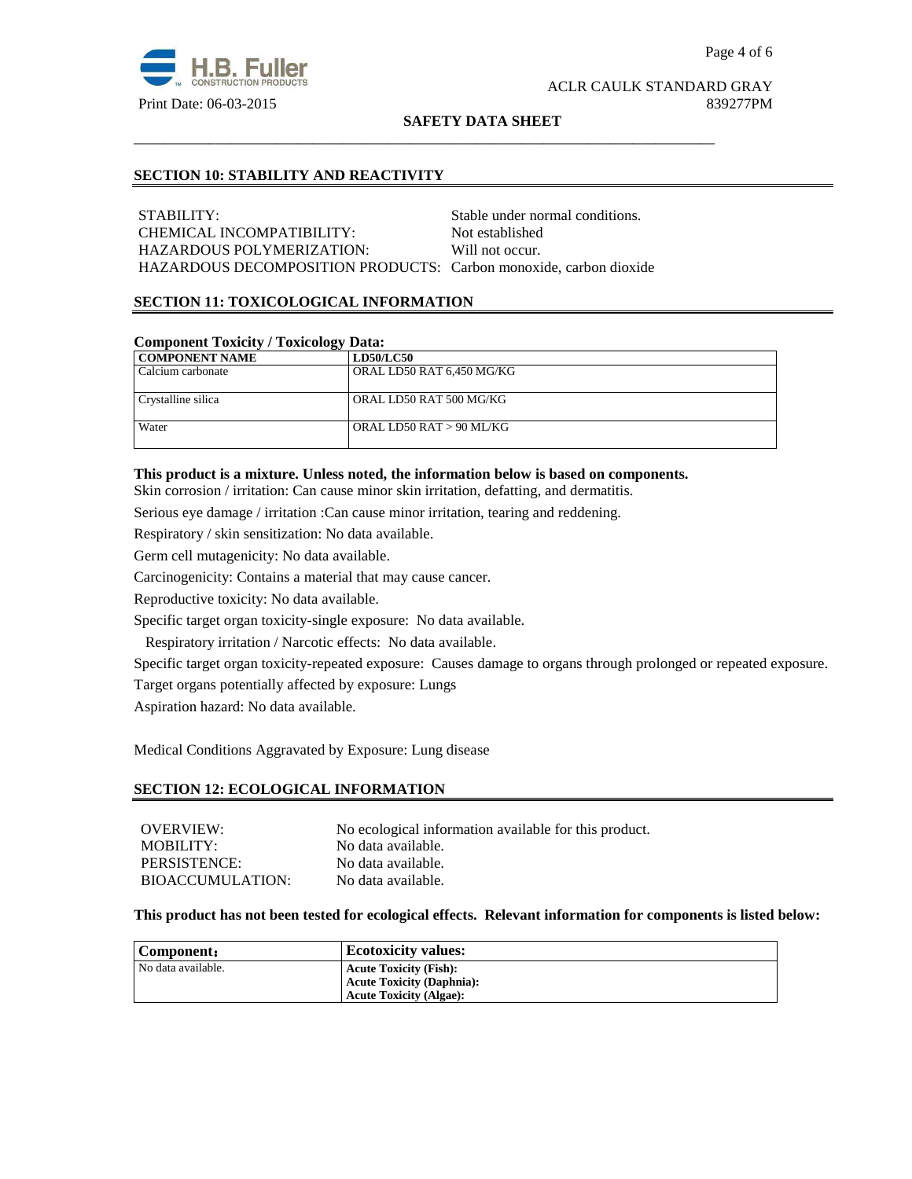## SECTION 10: STABILITY AND REACTIVITY

STABILITY: Stable under normal conditions.
CHEMICAL INCOMPATIBILITY: Not established
HAZARDOUS POLYMERIZATION: Will not occur.
HAZARDOUS DECOMPOSITION PRODUCTS: Carbon monoxide, carbon dioxide

## SECTION 11: TOXICOLOGICAL INFORMATION

**Component Toxicity / Toxicology Data:**

| COMPONENT NAME | LD50/LC50 |
|---|---|
| Calcium carbonate | ORAL LD50 RAT 6,450 MG/KG |
| Crystalline silica | ORAL LD50 RAT 500 MG/KG |
| Water | ORAL LD50 RAT > 90 ML/KG |

**This product is a mixture. Unless noted, the information below is based on components.**

Skin corrosion / irritation: Can cause minor skin irritation, defatting, and dermatitis.

Serious eye damage / irritation :Can cause minor irritation, tearing and reddening.

Respiratory / skin sensitization: No data available.

Germ cell mutagenicity: No data available.

Carcinogenicity: Contains a material that may cause cancer.

Reproductive toxicity: No data available.

Specific target organ toxicity-single exposure: No data available.

Respiratory irritation / Narcotic effects: No data available.

Specific target organ toxicity-repeated exposure: Causes damage to organs through prolonged or repeated exposure.

Target organs potentially affected by exposure: Lungs

Aspiration hazard: No data available.

Medical Conditions Aggravated by Exposure: Lung disease

## SECTION 12: ECOLOGICAL INFORMATION

OVERVIEW: No ecological information available for this product.
MOBILITY: No data available.
PERSISTENCE: No data available.
BIOACCUMULATION: No data available.

**This product has not been tested for ecological effects. Relevant information for components is listed below:**

| Component: | Ecotoxicity values: |
|---|---|
| No data available. | **Acute Toxicity (Fish):**<br>**Acute Toxicity (Daphnia):**<br>**Acute Toxicity (Algae):** |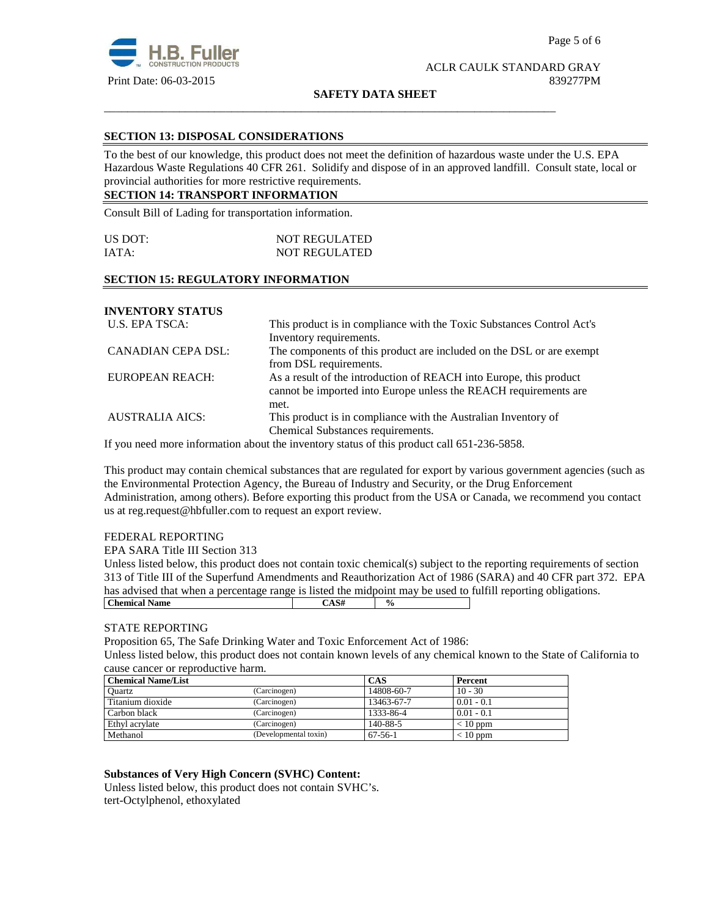## SECTION 13: DISPOSAL CONSIDERATIONS

To the best of our knowledge, this product does not meet the definition of hazardous waste under the U.S. EPA Hazardous Waste Regulations 40 CFR 261. Solidify and dispose of in an approved landfill. Consult state, local or provincial authorities for more restrictive requirements.

## SECTION 14: TRANSPORT INFORMATION

Consult Bill of Lading for transportation information.

| | |
|---|---|
| US DOT: | NOT REGULATED |
| IATA: | NOT REGULATED |

## SECTION 15: REGULATORY INFORMATION

**INVENTORY STATUS**

| | |
|---|---|
| U.S. EPA TSCA: | This product is in compliance with the Toxic Substances Control Act's Inventory requirements. |
| CANADIAN CEPA DSL: | The components of this product are included on the DSL or are exempt from DSL requirements. |
| EUROPEAN REACH: | As a result of the introduction of REACH into Europe, this product cannot be imported into Europe unless the REACH requirements are met. |
| AUSTRALIA AICS: | This product is in compliance with the Australian Inventory of Chemical Substances requirements. |

If you need more information about the inventory status of this product call 651-236-5858.

This product may contain chemical substances that are regulated for export by various government agencies (such as the Environmental Protection Agency, the Bureau of Industry and Security, or the Drug Enforcement Administration, among others). Before exporting this product from the USA or Canada, we recommend you contact us at reg.request@hbfuller.com to request an export review.

FEDERAL REPORTING

EPA SARA Title III Section 313

Unless listed below, this product does not contain toxic chemical(s) subject to the reporting requirements of section 313 of Title III of the Superfund Amendments and Reauthorization Act of 1986 (SARA) and 40 CFR part 372. EPA has advised that when a percentage range is listed the midpoint may be used to fulfill reporting obligations.

| Chemical Name | CAS# | % |
|---|---|---|

STATE REPORTING

Proposition 65, The Safe Drinking Water and Toxic Enforcement Act of 1986:

Unless listed below, this product does not contain known levels of any chemical known to the State of California to cause cancer or reproductive harm.

| Chemical Name/List | | CAS | Percent |
|---|---|---|---|
| Quartz | (Carcinogen) | 14808-60-7 | 10 - 30 |
| Titanium dioxide | (Carcinogen) | 13463-67-7 | 0.01 - 0.1 |
| Carbon black | (Carcinogen) | 1333-86-4 | 0.01 - 0.1 |
| Ethyl acrylate | (Carcinogen) | 140-88-5 | < 10 ppm |
| Methanol | (Developmental toxin) | 67-56-1 | < 10 ppm |

**Substances of Very High Concern (SVHC) Content:**

Unless listed below, this product does not contain SVHC's.
tert-Octylphenol, ethoxylated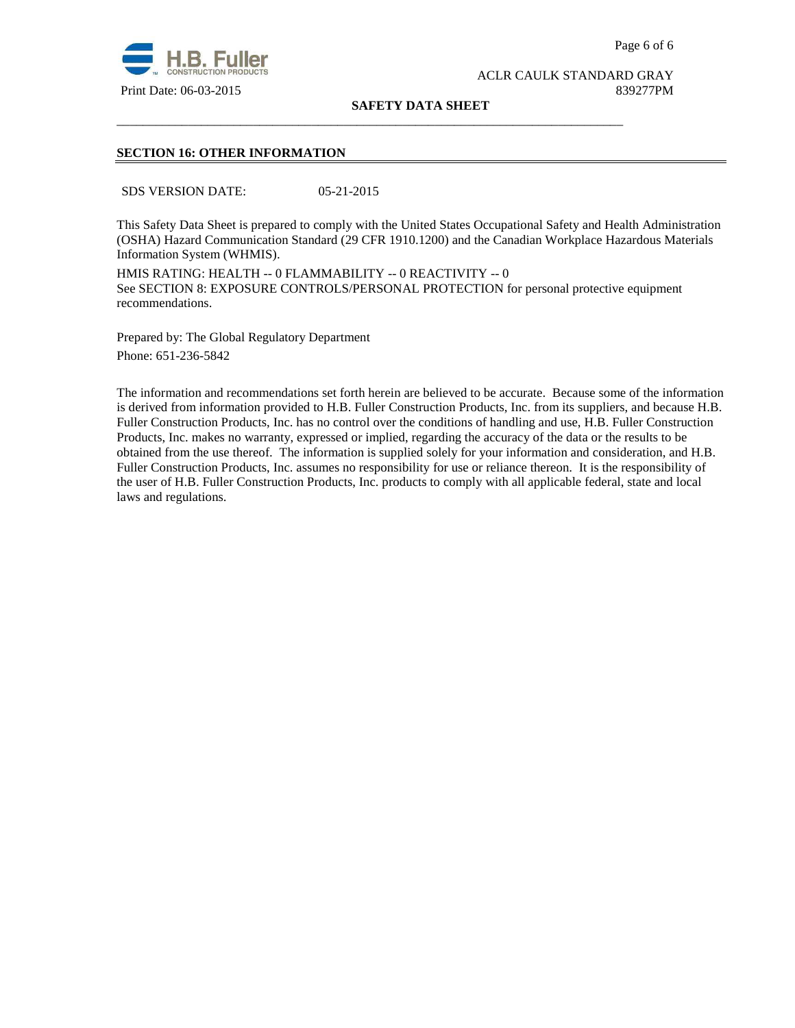## SECTION 16: OTHER INFORMATION

SDS VERSION DATE: 05-21-2015

This Safety Data Sheet is prepared to comply with the United States Occupational Safety and Health Administration (OSHA) Hazard Communication Standard (29 CFR 1910.1200) and the Canadian Workplace Hazardous Materials Information System (WHMIS).

HMIS RATING: HEALTH -- 0 FLAMMABILITY -- 0 REACTIVITY -- 0
See SECTION 8: EXPOSURE CONTROLS/PERSONAL PROTECTION for personal protective equipment recommendations.

Prepared by: The Global Regulatory Department
Phone: 651-236-5842

The information and recommendations set forth herein are believed to be accurate. Because some of the information is derived from information provided to H.B. Fuller Construction Products, Inc. from its suppliers, and because H.B. Fuller Construction Products, Inc. has no control over the conditions of handling and use, H.B. Fuller Construction Products, Inc. makes no warranty, expressed or implied, regarding the accuracy of the data or the results to be obtained from the use thereof. The information is supplied solely for your information and consideration, and H.B. Fuller Construction Products, Inc. assumes no responsibility for use or reliance thereon. It is the responsibility of the user of H.B. Fuller Construction Products, Inc. products to comply with all applicable federal, state and local laws and regulations.